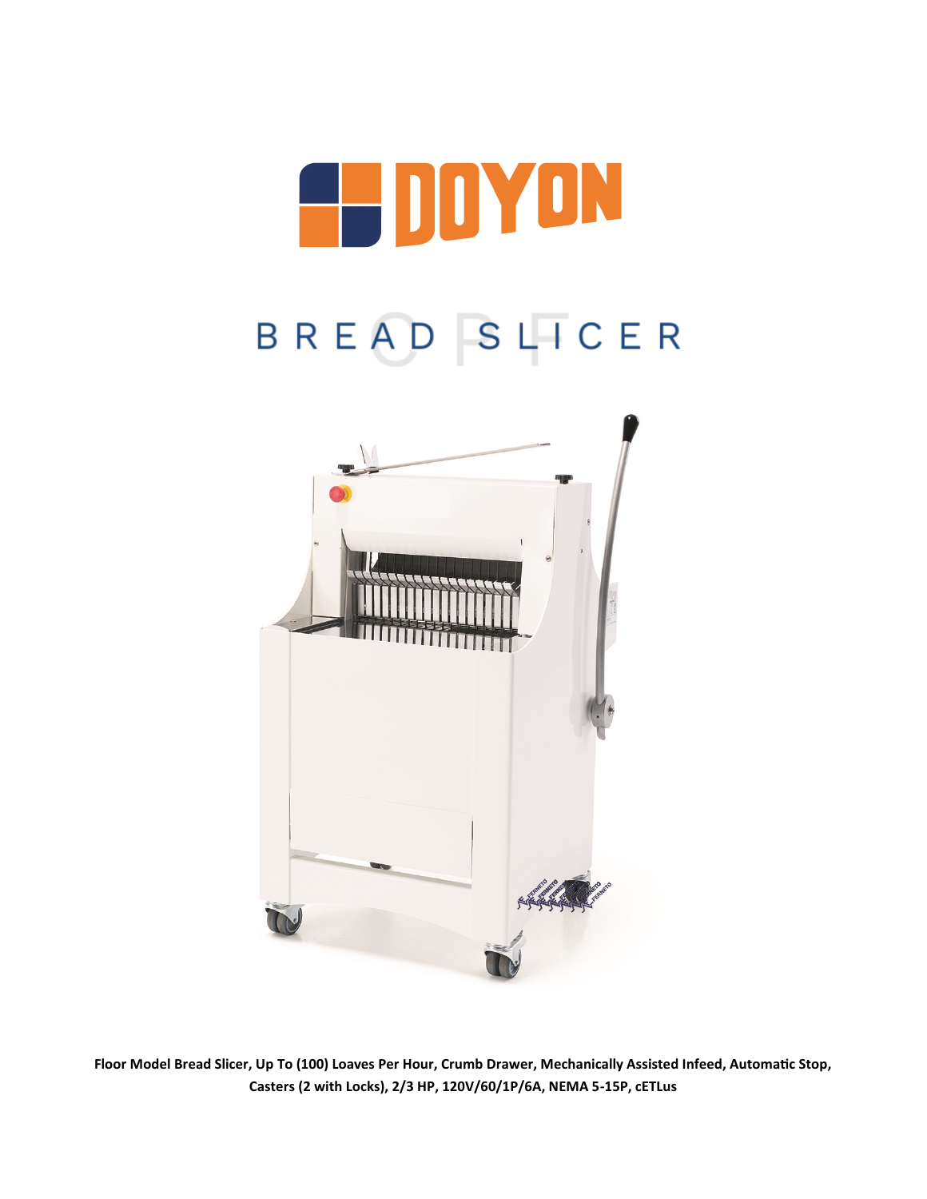# DOYON

## BREAD SLICER

**Floor Model Bread Slicer, Up To (100) Loaves Per Hour, Crumb Drawer, Mechanically Assisted Infeed, Automatic Stop, Casters (2 with Locks), 2/3 HP, 120V/60/1P/6A, NEMA 5-15P, cETLus**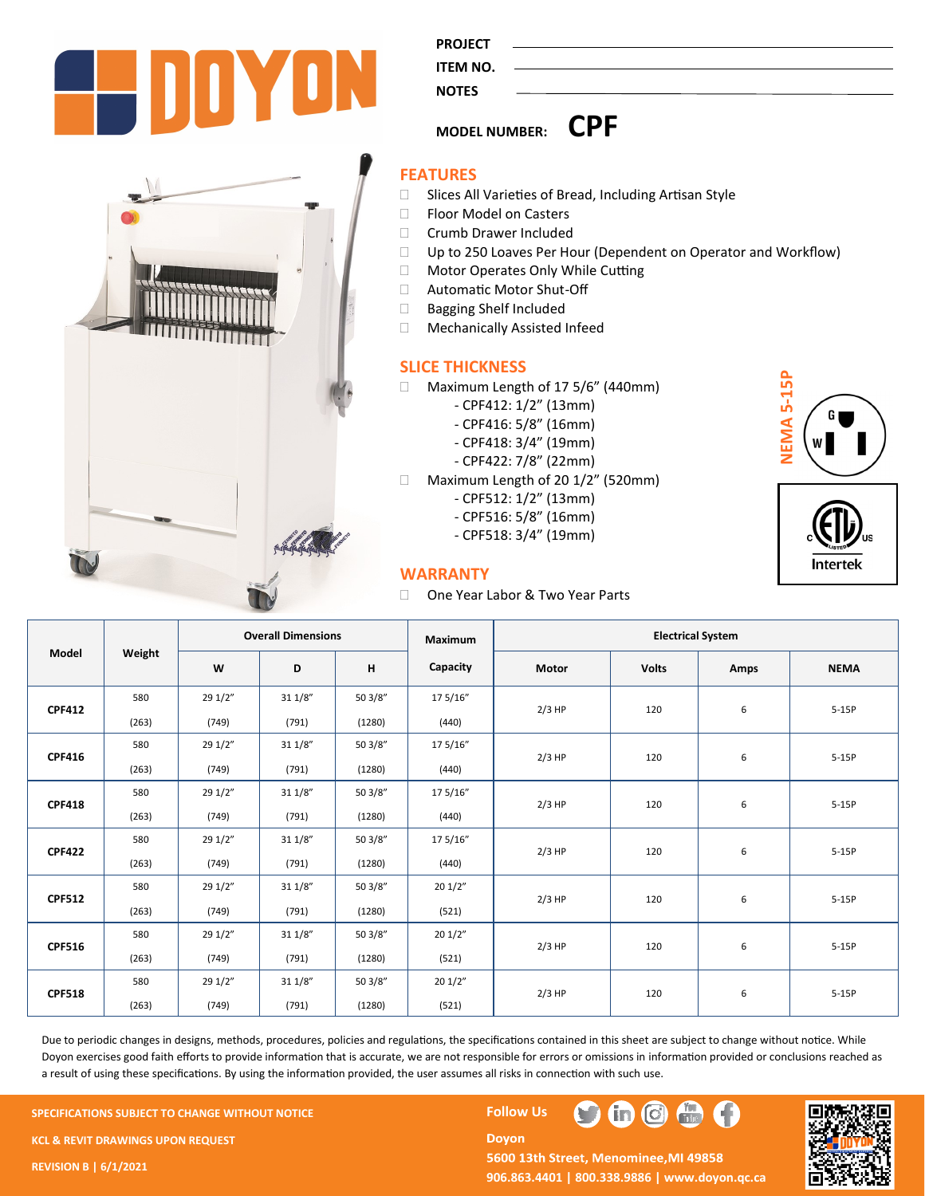PROJECT

ITEM NO.

NOTES

MODEL NUMBER: **CPF**

## FEATURES

- Slices All Varieties of Bread, Including Artisan Style
- Floor Model on Casters
- Crumb Drawer Included
- Up to 250 Loaves Per Hour (Dependent on Operator and Workflow)
- Motor Operates Only While Cutting
- Automatic Motor Shut-Off
- Bagging Shelf Included
- Mechanically Assisted Infeed

## SLICE THICKNESS

- Maximum Length of 17 5/6" (440mm)
  - CPF412: 1/2" (13mm)
  - CPF416: 5/8" (16mm)
  - CPF418: 3/4" (19mm)
  - CPF422: 7/8" (22mm)
- Maximum Length of 20 1/2" (520mm)
  - CPF512: 1/2" (13mm)
  - CPF516: 5/8" (16mm)
  - CPF518: 3/4" (19mm)

NEMA 5-15P

Intertek

## WARRANTY

- One Year Labor & Two Year Parts

| Model | Weight | Overall Dimensions | | | Maximum Capacity | Electrical System | | | |
|---|---|---|---|---|---|---|---|---|---|
| | | W | D | H | | Motor | Volts | Amps | NEMA |
| CPF412 | 580 (263) | 29 1/2" (749) | 31 1/8" (791) | 50 3/8" (1280) | 17 5/16" (440) | 2/3 HP | 120 | 6 | 5-15P |
| CPF416 | 580 (263) | 29 1/2" (749) | 31 1/8" (791) | 50 3/8" (1280) | 17 5/16" (440) | 2/3 HP | 120 | 6 | 5-15P |
| CPF418 | 580 (263) | 29 1/2" (749) | 31 1/8" (791) | 50 3/8" (1280) | 17 5/16" (440) | 2/3 HP | 120 | 6 | 5-15P |
| CPF422 | 580 (263) | 29 1/2" (749) | 31 1/8" (791) | 50 3/8" (1280) | 17 5/16" (440) | 2/3 HP | 120 | 6 | 5-15P |
| CPF512 | 580 (263) | 29 1/2" (749) | 31 1/8" (791) | 50 3/8" (1280) | 20 1/2" (521) | 2/3 HP | 120 | 6 | 5-15P |
| CPF516 | 580 (263) | 29 1/2" (749) | 31 1/8" (791) | 50 3/8" (1280) | 20 1/2" (521) | 2/3 HP | 120 | 6 | 5-15P |
| CPF518 | 580 (263) | 29 1/2" (749) | 31 1/8" (791) | 50 3/8" (1280) | 20 1/2" (521) | 2/3 HP | 120 | 6 | 5-15P |

Due to periodic changes in designs, methods, procedures, policies and regulations, the specifications contained in this sheet are subject to change without notice. While Doyon exercises good faith efforts to provide information that is accurate, we are not responsible for errors or omissions in information provided or conclusions reached as a result of using these specifications. By using the information provided, the user assumes all risks in connection with such use.

**SPECIFICATIONS SUBJECT TO CHANGE WITHOUT NOTICE**

**KCL & REVIT DRAWINGS UPON REQUEST**

**REVISION B | 6/1/2021**

**Follow Us**

**Doyon**
**5600 13th Street, Menominee, MI 49858**
**906.863.4401 | 800.338.9886 | www.doyon.qc.ca**